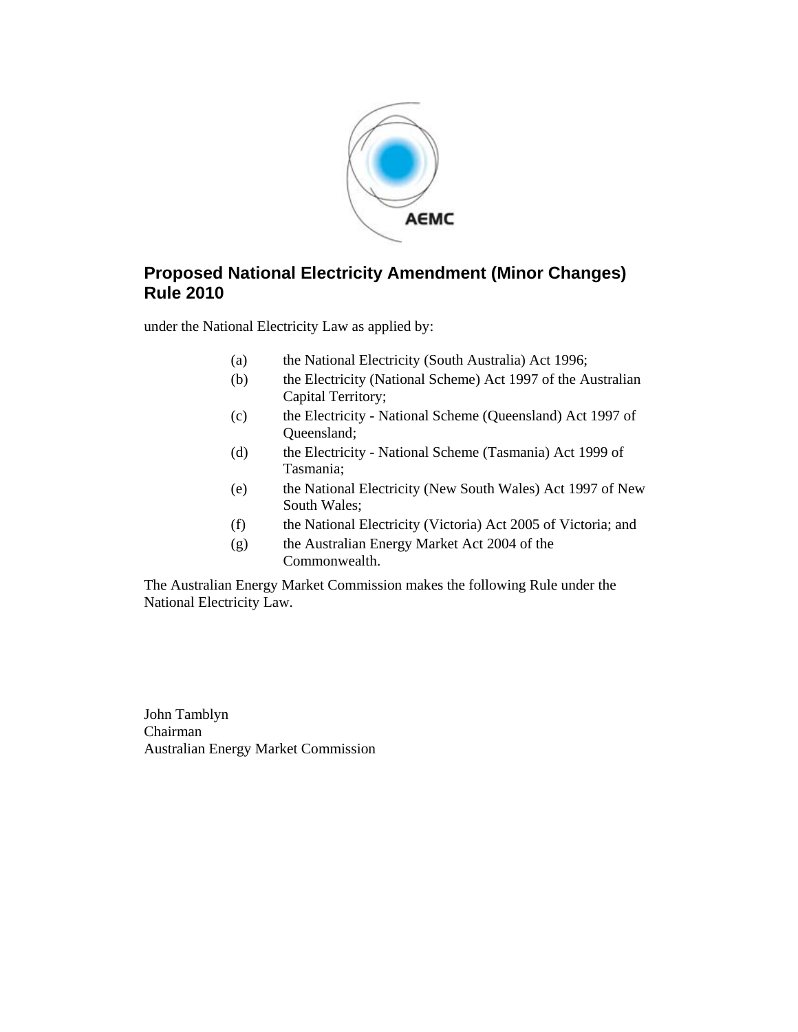# Proposed National Electricity Amendment (Minor Changes) Rule 2010

under the National Electricity Law as applied by:

(a) the National Electricity (South Australia) Act 1996;

(b) the Electricity (National Scheme) Act 1997 of the Australian Capital Territory;

(c) the Electricity - National Scheme (Queensland) Act 1997 of Queensland;

(d) the Electricity - National Scheme (Tasmania) Act 1999 of Tasmania;

(e) the National Electricity (New South Wales) Act 1997 of New South Wales;

(f) the National Electricity (Victoria) Act 2005 of Victoria; and

(g) the Australian Energy Market Act 2004 of the Commonwealth.

The Australian Energy Market Commission makes the following Rule under the National Electricity Law.

John Tamblyn
Chairman
Australian Energy Market Commission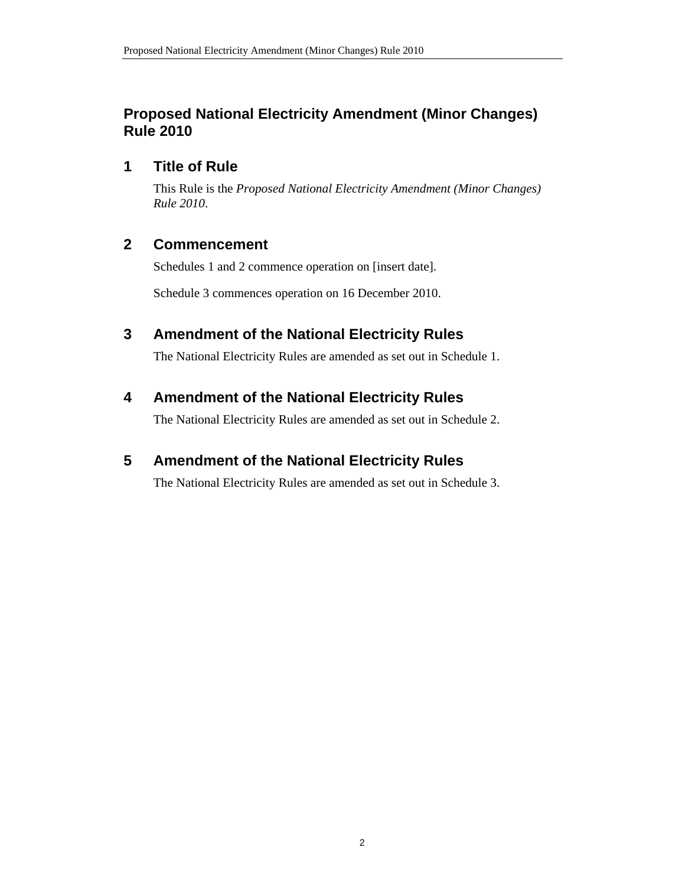# Proposed National Electricity Amendment (Minor Changes) Rule 2010

## 1 Title of Rule

This Rule is the *Proposed National Electricity Amendment (Minor Changes) Rule 2010*.

## 2 Commencement

Schedules 1 and 2 commence operation on [insert date].

Schedule 3 commences operation on 16 December 2010.

## 3 Amendment of the National Electricity Rules

The National Electricity Rules are amended as set out in Schedule 1.

## 4 Amendment of the National Electricity Rules

The National Electricity Rules are amended as set out in Schedule 2.

## 5 Amendment of the National Electricity Rules

The National Electricity Rules are amended as set out in Schedule 3.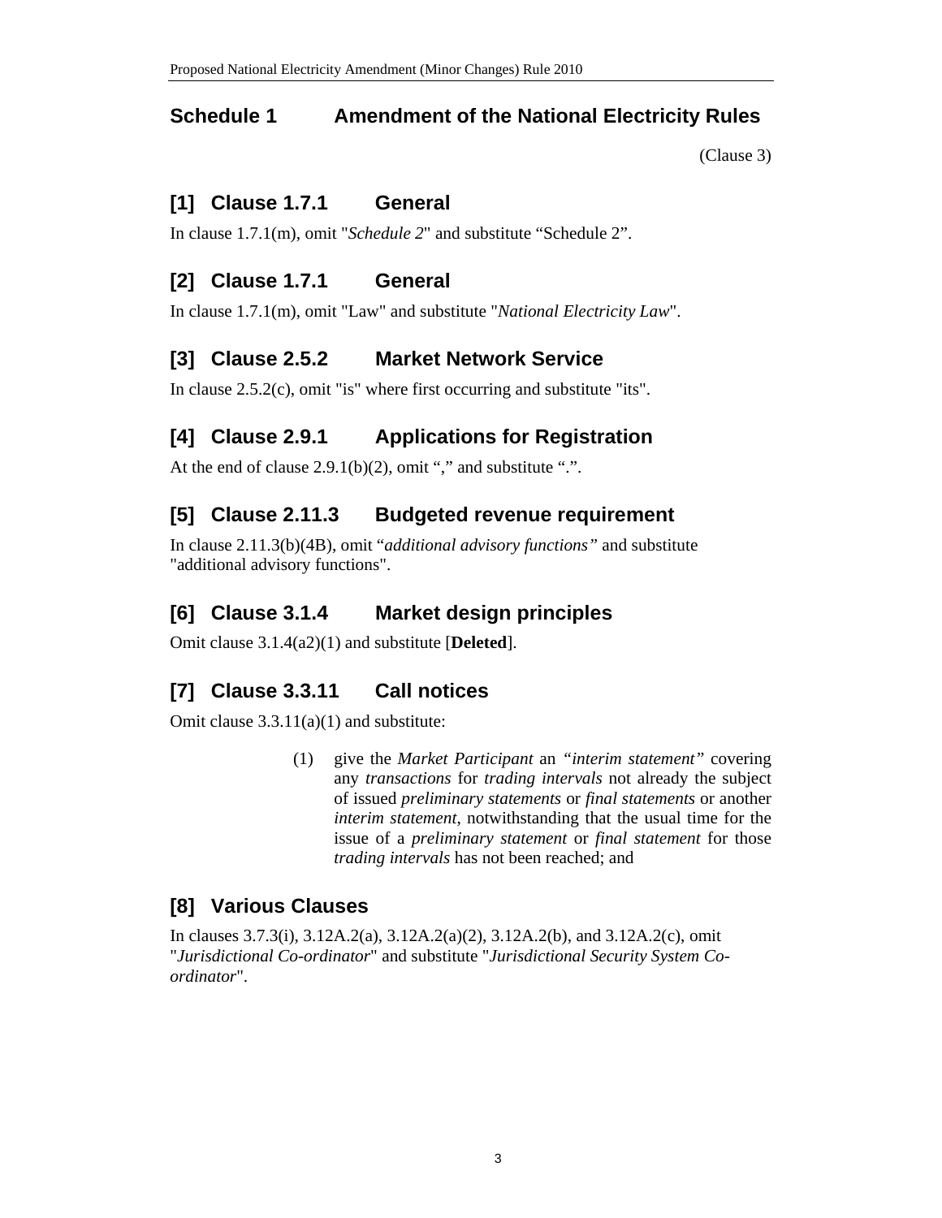## Schedule 1 Amendment of the National Electricity Rules

(Clause 3)

### [1] Clause 1.7.1 General

In clause 1.7.1(m), omit "*Schedule 2*" and substitute "Schedule 2".

### [2] Clause 1.7.1 General

In clause 1.7.1(m), omit "Law" and substitute "*National Electricity Law*".

### [3] Clause 2.5.2 Market Network Service

In clause 2.5.2(c), omit "is" where first occurring and substitute "its".

### [4] Clause 2.9.1 Applications for Registration

At the end of clause 2.9.1(b)(2), omit "," and substitute ".".

### [5] Clause 2.11.3 Budgeted revenue requirement

In clause 2.11.3(b)(4B), omit "*additional advisory functions*" and substitute "additional advisory functions".

### [6] Clause 3.1.4 Market design principles

Omit clause 3.1.4(a2)(1) and substitute [**Deleted**].

### [7] Clause 3.3.11 Call notices

Omit clause 3.3.11(a)(1) and substitute:

> (1) give the *Market Participant* an *"interim statement"* covering any *transactions* for *trading intervals* not already the subject of issued *preliminary statements* or *final statements* or another *interim statement*, notwithstanding that the usual time for the issue of a *preliminary statement* or *final statement* for those *trading intervals* has not been reached; and

### [8] Various Clauses

In clauses 3.7.3(i), 3.12A.2(a), 3.12A.2(a)(2), 3.12A.2(b), and 3.12A.2(c), omit "*Jurisdictional Co-ordinator*" and substitute "*Jurisdictional Security System Co-ordinator*".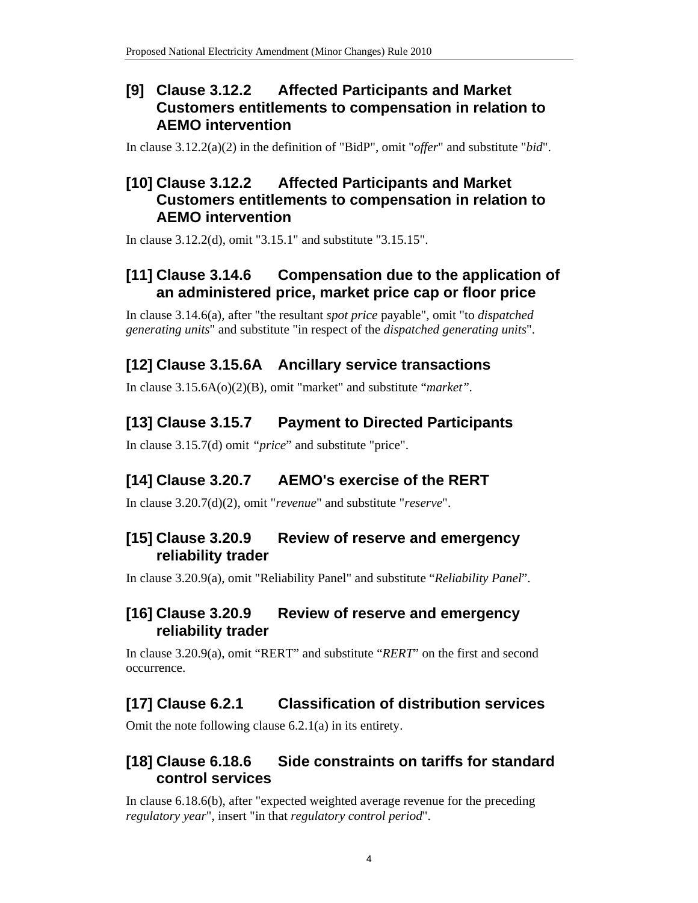## [9] Clause 3.12.2 Affected Participants and Market Customers entitlements to compensation in relation to AEMO intervention

In clause 3.12.2(a)(2) in the definition of "BidP", omit "*offer*" and substitute "*bid*".

## [10] Clause 3.12.2 Affected Participants and Market Customers entitlements to compensation in relation to AEMO intervention

In clause 3.12.2(d), omit "3.15.1" and substitute "3.15.15".

## [11] Clause 3.14.6 Compensation due to the application of an administered price, market price cap or floor price

In clause 3.14.6(a), after "the resultant *spot price* payable", omit "to *dispatched generating units*" and substitute "in respect of the *dispatched generating units*".

## [12] Clause 3.15.6A Ancillary service transactions

In clause 3.15.6A(o)(2)(B), omit "market" and substitute "*market*".

## [13] Clause 3.15.7 Payment to Directed Participants

In clause 3.15.7(d) omit "*price*" and substitute "price".

## [14] Clause 3.20.7 AEMO's exercise of the RERT

In clause 3.20.7(d)(2), omit "*revenue*" and substitute "*reserve*".

## [15] Clause 3.20.9 Review of reserve and emergency reliability trader

In clause 3.20.9(a), omit "Reliability Panel" and substitute "*Reliability Panel*".

## [16] Clause 3.20.9 Review of reserve and emergency reliability trader

In clause 3.20.9(a), omit "RERT" and substitute "*RERT*" on the first and second occurrence.

## [17] Clause 6.2.1 Classification of distribution services

Omit the note following clause 6.2.1(a) in its entirety.

## [18] Clause 6.18.6 Side constraints on tariffs for standard control services

In clause 6.18.6(b), after "expected weighted average revenue for the preceding *regulatory year*", insert "in that *regulatory control period*".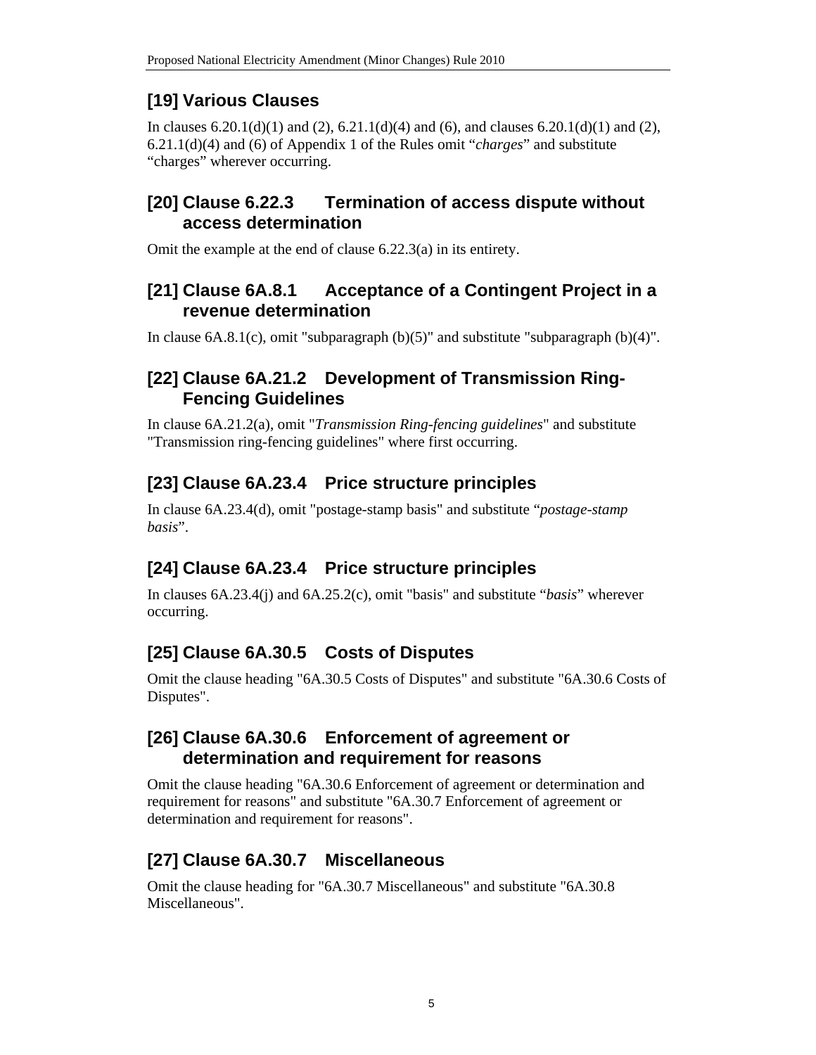## [19] Various Clauses

In clauses 6.20.1(d)(1) and (2), 6.21.1(d)(4) and (6), and clauses 6.20.1(d)(1) and (2), 6.21.1(d)(4) and (6) of Appendix 1 of the Rules omit "*charges*" and substitute "charges" wherever occurring.

## [20] Clause 6.22.3 Termination of access dispute without access determination

Omit the example at the end of clause 6.22.3(a) in its entirety.

## [21] Clause 6A.8.1 Acceptance of a Contingent Project in a revenue determination

In clause 6A.8.1(c), omit "subparagraph (b)(5)" and substitute "subparagraph (b)(4)".

## [22] Clause 6A.21.2 Development of Transmission Ring-Fencing Guidelines

In clause 6A.21.2(a), omit "*Transmission Ring-fencing guidelines*" and substitute "Transmission ring-fencing guidelines" where first occurring.

## [23] Clause 6A.23.4 Price structure principles

In clause 6A.23.4(d), omit "postage-stamp basis" and substitute "*postage-stamp basis*".

## [24] Clause 6A.23.4 Price structure principles

In clauses 6A.23.4(j) and 6A.25.2(c), omit "basis" and substitute "*basis*" wherever occurring.

## [25] Clause 6A.30.5 Costs of Disputes

Omit the clause heading "6A.30.5 Costs of Disputes" and substitute "6A.30.6 Costs of Disputes".

## [26] Clause 6A.30.6 Enforcement of agreement or determination and requirement for reasons

Omit the clause heading "6A.30.6 Enforcement of agreement or determination and requirement for reasons" and substitute "6A.30.7 Enforcement of agreement or determination and requirement for reasons".

## [27] Clause 6A.30.7 Miscellaneous

Omit the clause heading for "6A.30.7 Miscellaneous" and substitute "6A.30.8 Miscellaneous".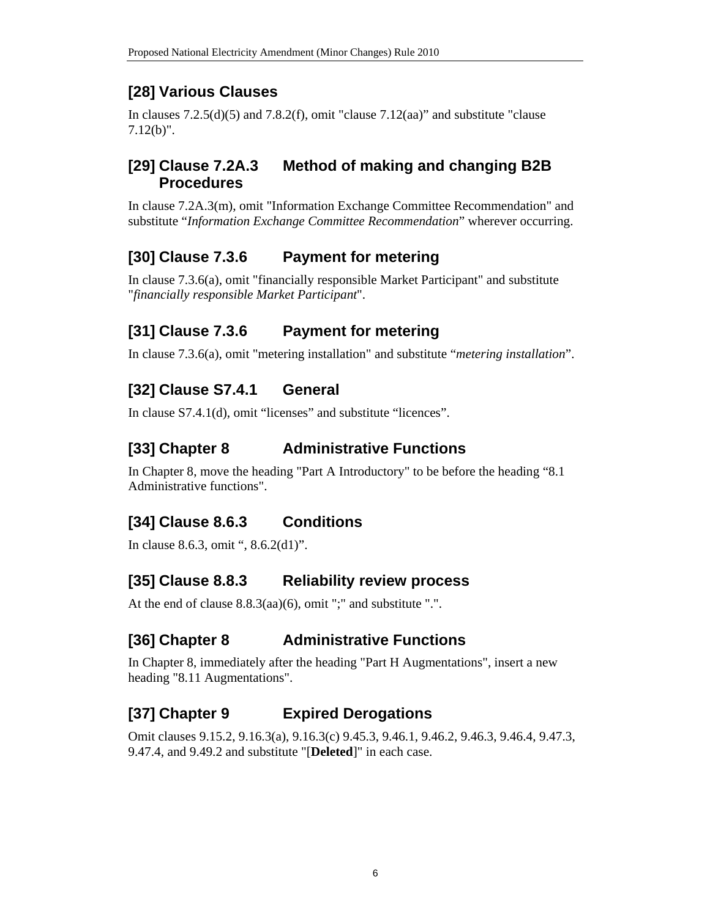## [28] Various Clauses

In clauses 7.2.5(d)(5) and 7.8.2(f), omit "clause 7.12(aa)" and substitute "clause 7.12(b)".

## [29] Clause 7.2A.3 Method of making and changing B2B Procedures

In clause 7.2A.3(m), omit "Information Exchange Committee Recommendation" and substitute "*Information Exchange Committee Recommendation*" wherever occurring.

## [30] Clause 7.3.6 Payment for metering

In clause 7.3.6(a), omit "financially responsible Market Participant" and substitute "*financially responsible Market Participant*".

## [31] Clause 7.3.6 Payment for metering

In clause 7.3.6(a), omit "metering installation" and substitute "*metering installation*".

## [32] Clause S7.4.1 General

In clause S7.4.1(d), omit "licenses" and substitute "licences".

## [33] Chapter 8 Administrative Functions

In Chapter 8, move the heading "Part A Introductory" to be before the heading "8.1 Administrative functions".

## [34] Clause 8.6.3 Conditions

In clause 8.6.3, omit ", 8.6.2(d1)".

## [35] Clause 8.8.3 Reliability review process

At the end of clause 8.8.3(aa)(6), omit ";" and substitute ".".

## [36] Chapter 8 Administrative Functions

In Chapter 8, immediately after the heading "Part H Augmentations", insert a new heading "8.11 Augmentations".

## [37] Chapter 9 Expired Derogations

Omit clauses 9.15.2, 9.16.3(a), 9.16.3(c) 9.45.3, 9.46.1, 9.46.2, 9.46.3, 9.46.4, 9.47.3, 9.47.4, and 9.49.2 and substitute "[**Deleted**]" in each case.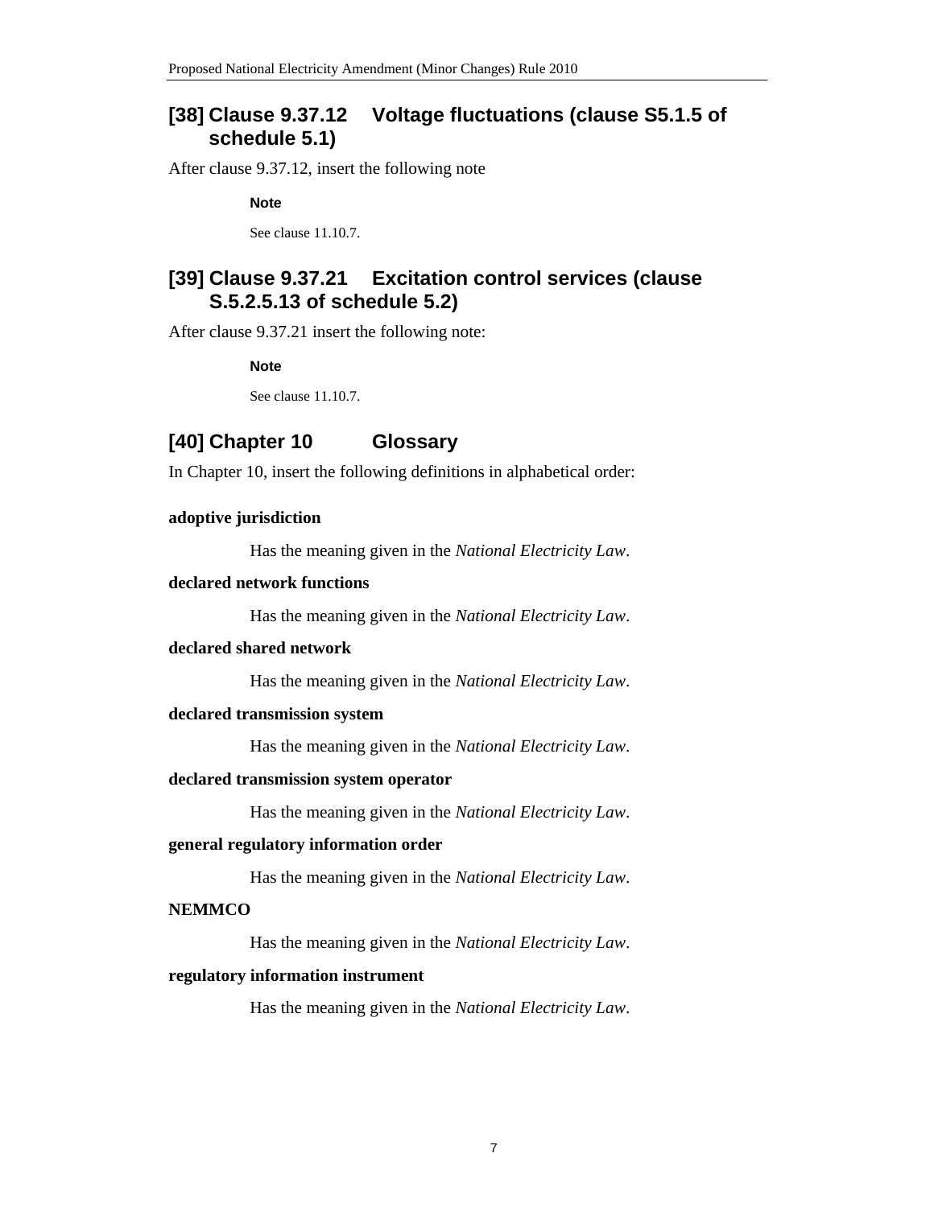## [38] Clause 9.37.12 Voltage fluctuations (clause S5.1.5 of schedule 5.1)

After clause 9.37.12, insert the following note

**Note**

See clause 11.10.7.

## [39] Clause 9.37.21 Excitation control services (clause S.5.2.5.13 of schedule 5.2)

After clause 9.37.21 insert the following note:

**Note**

See clause 11.10.7.

## [40] Chapter 10 Glossary

In Chapter 10, insert the following definitions in alphabetical order:

**adoptive jurisdiction**

Has the meaning given in the *National Electricity Law*.

**declared network functions**

Has the meaning given in the *National Electricity Law*.

**declared shared network**

Has the meaning given in the *National Electricity Law*.

**declared transmission system**

Has the meaning given in the *National Electricity Law*.

**declared transmission system operator**

Has the meaning given in the *National Electricity Law*.

**general regulatory information order**

Has the meaning given in the *National Electricity Law*.

**NEMMCO**

Has the meaning given in the *National Electricity Law*.

**regulatory information instrument**

Has the meaning given in the *National Electricity Law*.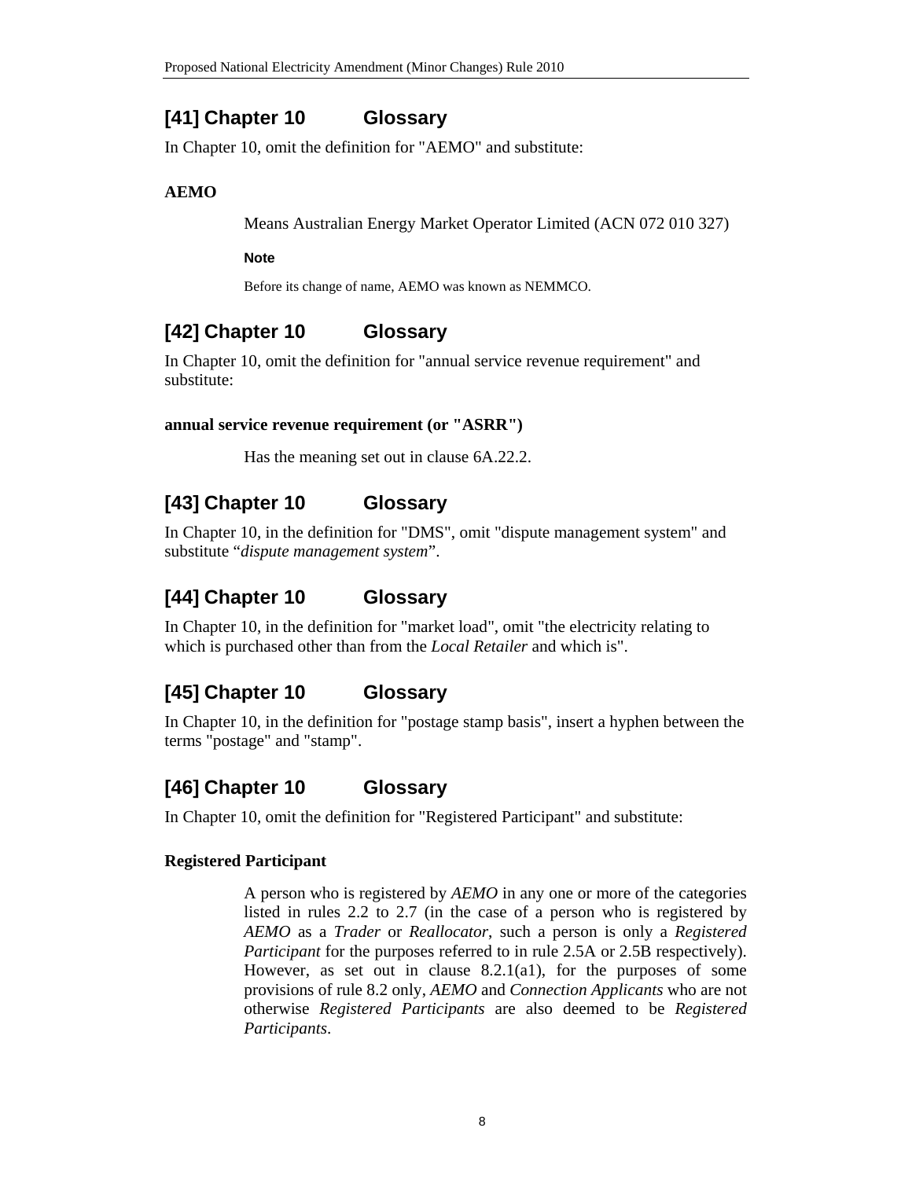## [41] Chapter 10 Glossary

In Chapter 10, omit the definition for "AEMO" and substitute:

**AEMO**

Means Australian Energy Market Operator Limited (ACN 072 010 327)

**Note**

Before its change of name, AEMO was known as NEMMCO.

## [42] Chapter 10 Glossary

In Chapter 10, omit the definition for "annual service revenue requirement" and substitute:

**annual service revenue requirement (or "ASRR")**

Has the meaning set out in clause 6A.22.2.

## [43] Chapter 10 Glossary

In Chapter 10, in the definition for "DMS", omit "dispute management system" and substitute "*dispute management system*".

## [44] Chapter 10 Glossary

In Chapter 10, in the definition for "market load", omit "the electricity relating to which is purchased other than from the *Local Retailer* and which is".

## [45] Chapter 10 Glossary

In Chapter 10, in the definition for "postage stamp basis", insert a hyphen between the terms "postage" and "stamp".

## [46] Chapter 10 Glossary

In Chapter 10, omit the definition for "Registered Participant" and substitute:

**Registered Participant**

A person who is registered by *AEMO* in any one or more of the categories listed in rules 2.2 to 2.7 (in the case of a person who is registered by *AEMO* as a *Trader* or *Reallocator*, such a person is only a *Registered Participant* for the purposes referred to in rule 2.5A or 2.5B respectively). However, as set out in clause 8.2.1(a1), for the purposes of some provisions of rule 8.2 only, *AEMO* and *Connection Applicants* who are not otherwise *Registered Participants* are also deemed to be *Registered Participants*.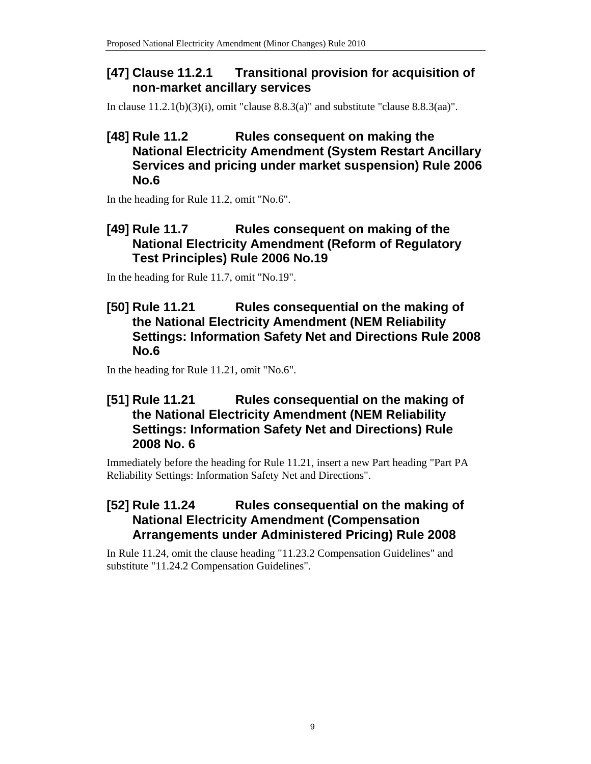## [47] Clause 11.2.1 Transitional provision for acquisition of non-market ancillary services

In clause 11.2.1(b)(3)(i), omit "clause 8.8.3(a)" and substitute "clause 8.8.3(aa)".

## [48] Rule 11.2 Rules consequent on making the National Electricity Amendment (System Restart Ancillary Services and pricing under market suspension) Rule 2006 No.6

In the heading for Rule 11.2, omit "No.6".

## [49] Rule 11.7 Rules consequent on making of the National Electricity Amendment (Reform of Regulatory Test Principles) Rule 2006 No.19

In the heading for Rule 11.7, omit "No.19".

## [50] Rule 11.21 Rules consequential on the making of the National Electricity Amendment (NEM Reliability Settings: Information Safety Net and Directions Rule 2008 No.6

In the heading for Rule 11.21, omit "No.6".

## [51] Rule 11.21 Rules consequential on the making of the National Electricity Amendment (NEM Reliability Settings: Information Safety Net and Directions) Rule 2008 No. 6

Immediately before the heading for Rule 11.21, insert a new Part heading "Part PA Reliability Settings: Information Safety Net and Directions".

## [52] Rule 11.24 Rules consequential on the making of National Electricity Amendment (Compensation Arrangements under Administered Pricing) Rule 2008

In Rule 11.24, omit the clause heading "11.23.2 Compensation Guidelines" and substitute "11.24.2 Compensation Guidelines".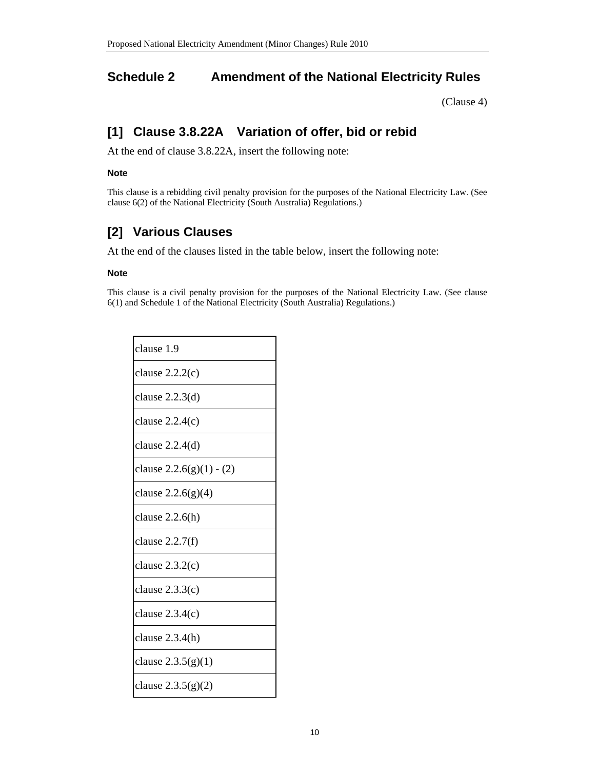## Schedule 2 Amendment of the National Electricity Rules

(Clause 4)

### [1] Clause 3.8.22A Variation of offer, bid or rebid

At the end of clause 3.8.22A, insert the following note:

**Note**

This clause is a rebidding civil penalty provision for the purposes of the National Electricity Law. (See clause 6(2) of the National Electricity (South Australia) Regulations.)

### [2] Various Clauses

At the end of the clauses listed in the table below, insert the following note:

**Note**

This clause is a civil penalty provision for the purposes of the National Electricity Law. (See clause 6(1) and Schedule 1 of the National Electricity (South Australia) Regulations.)

| |
|---|
| clause 1.9 |
| clause 2.2.2(c) |
| clause 2.2.3(d) |
| clause 2.2.4(c) |
| clause 2.2.4(d) |
| clause 2.2.6(g)(1) - (2) |
| clause 2.2.6(g)(4) |
| clause 2.2.6(h) |
| clause 2.2.7(f) |
| clause 2.3.2(c) |
| clause 2.3.3(c) |
| clause 2.3.4(c) |
| clause 2.3.4(h) |
| clause 2.3.5(g)(1) |
| clause 2.3.5(g)(2) |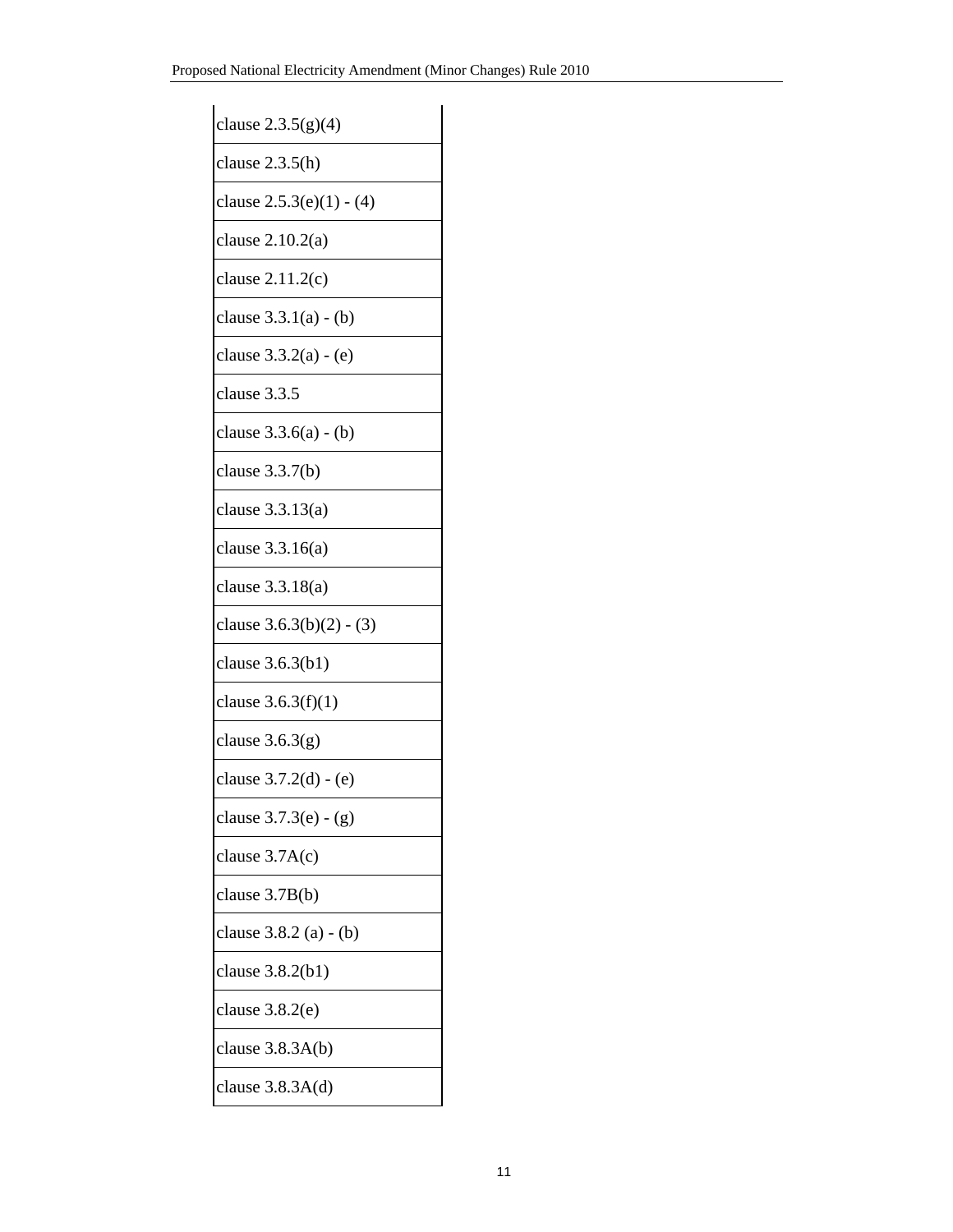| clause 2.3.5(g)(4) |
| --- |
| clause 2.3.5(h) |
| clause 2.5.3(e)(1) - (4) |
| clause 2.10.2(a) |
| clause 2.11.2(c) |
| clause 3.3.1(a) - (b) |
| clause 3.3.2(a) - (e) |
| clause 3.3.5 |
| clause 3.3.6(a) - (b) |
| clause 3.3.7(b) |
| clause 3.3.13(a) |
| clause 3.3.16(a) |
| clause 3.3.18(a) |
| clause 3.6.3(b)(2) - (3) |
| clause 3.6.3(b1) |
| clause 3.6.3(f)(1) |
| clause 3.6.3(g) |
| clause 3.7.2(d) - (e) |
| clause 3.7.3(e) - (g) |
| clause 3.7A(c) |
| clause 3.7B(b) |
| clause 3.8.2 (a) - (b) |
| clause 3.8.2(b1) |
| clause 3.8.2(e) |
| clause 3.8.3A(b) |
| clause 3.8.3A(d) |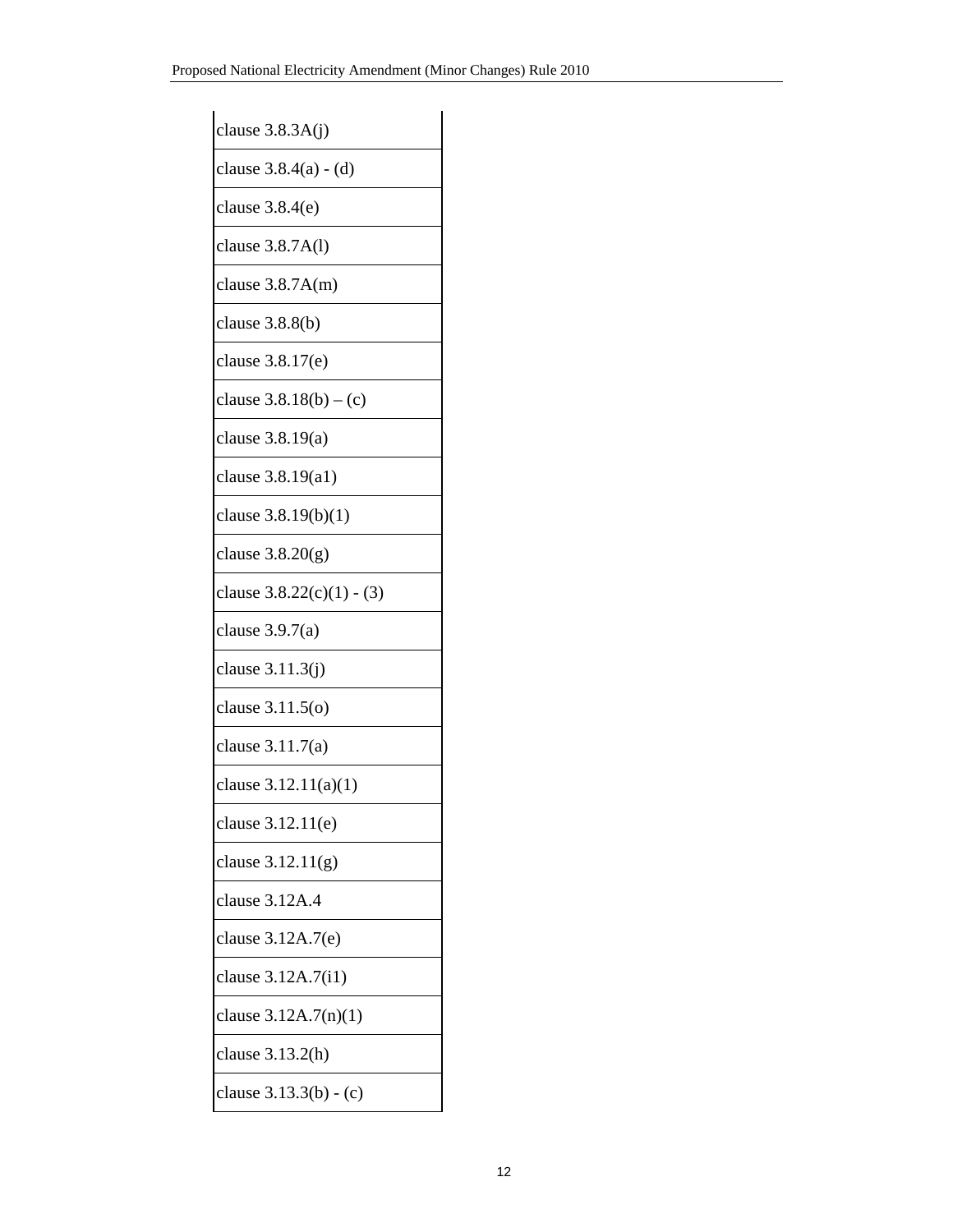| clause 3.8.3A(j) |
|---|
| clause 3.8.4(a) - (d) |
| clause 3.8.4(e) |
| clause 3.8.7A(l) |
| clause 3.8.7A(m) |
| clause 3.8.8(b) |
| clause 3.8.17(e) |
| clause 3.8.18(b) – (c) |
| clause 3.8.19(a) |
| clause 3.8.19(a1) |
| clause 3.8.19(b)(1) |
| clause 3.8.20(g) |
| clause 3.8.22(c)(1) - (3) |
| clause 3.9.7(a) |
| clause 3.11.3(j) |
| clause 3.11.5(o) |
| clause 3.11.7(a) |
| clause 3.12.11(a)(1) |
| clause 3.12.11(e) |
| clause 3.12.11(g) |
| clause 3.12A.4 |
| clause 3.12A.7(e) |
| clause 3.12A.7(i1) |
| clause 3.12A.7(n)(1) |
| clause 3.13.2(h) |
| clause 3.13.3(b) - (c) |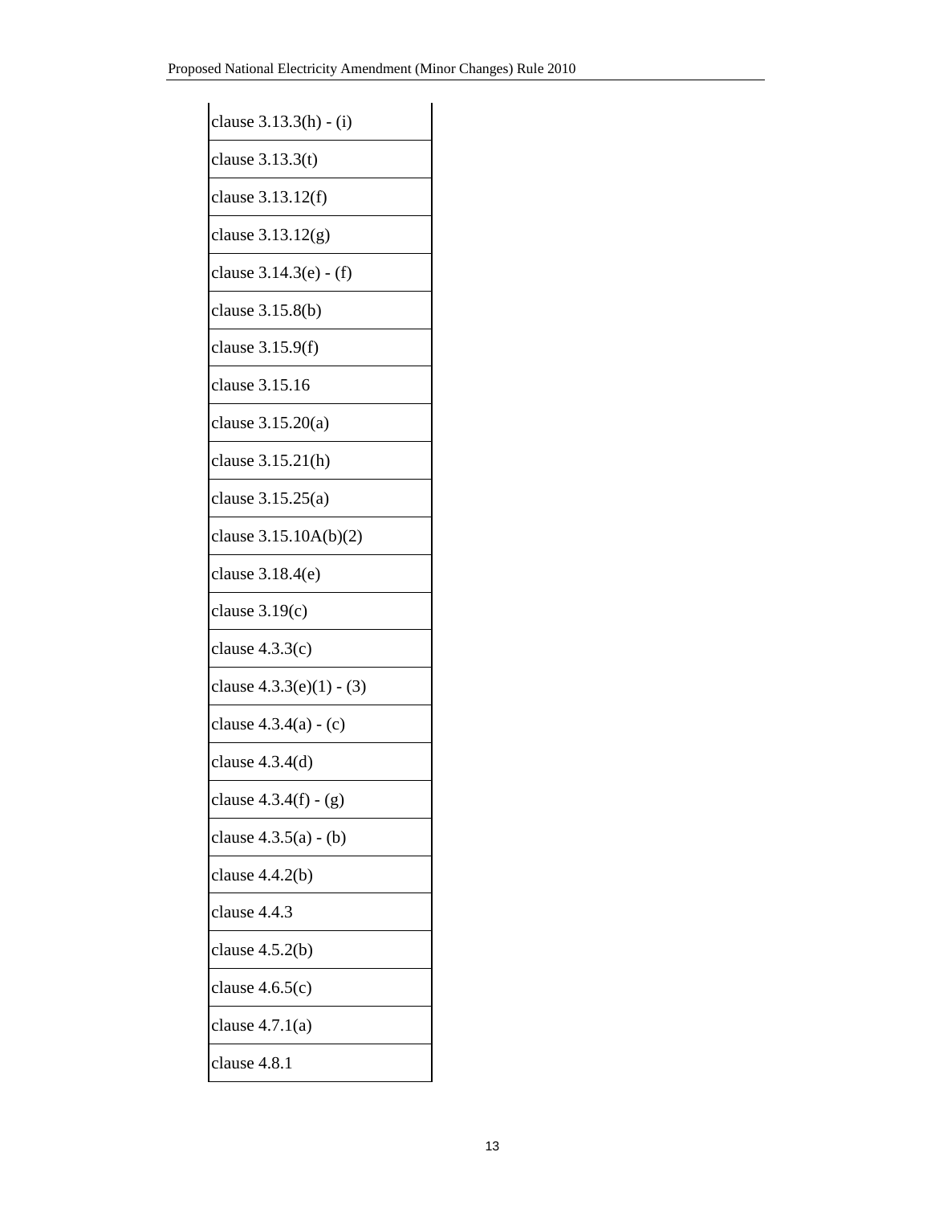| |
|---|
| clause 3.13.3(h) - (i) |
| clause 3.13.3(t) |
| clause 3.13.12(f) |
| clause 3.13.12(g) |
| clause 3.14.3(e) - (f) |
| clause 3.15.8(b) |
| clause 3.15.9(f) |
| clause 3.15.16 |
| clause 3.15.20(a) |
| clause 3.15.21(h) |
| clause 3.15.25(a) |
| clause 3.15.10A(b)(2) |
| clause 3.18.4(e) |
| clause 3.19(c) |
| clause 4.3.3(c) |
| clause 4.3.3(e)(1) - (3) |
| clause 4.3.4(a) - (c) |
| clause 4.3.4(d) |
| clause 4.3.4(f) - (g) |
| clause 4.3.5(a) - (b) |
| clause 4.4.2(b) |
| clause 4.4.3 |
| clause 4.5.2(b) |
| clause 4.6.5(c) |
| clause 4.7.1(a) |
| clause 4.8.1 |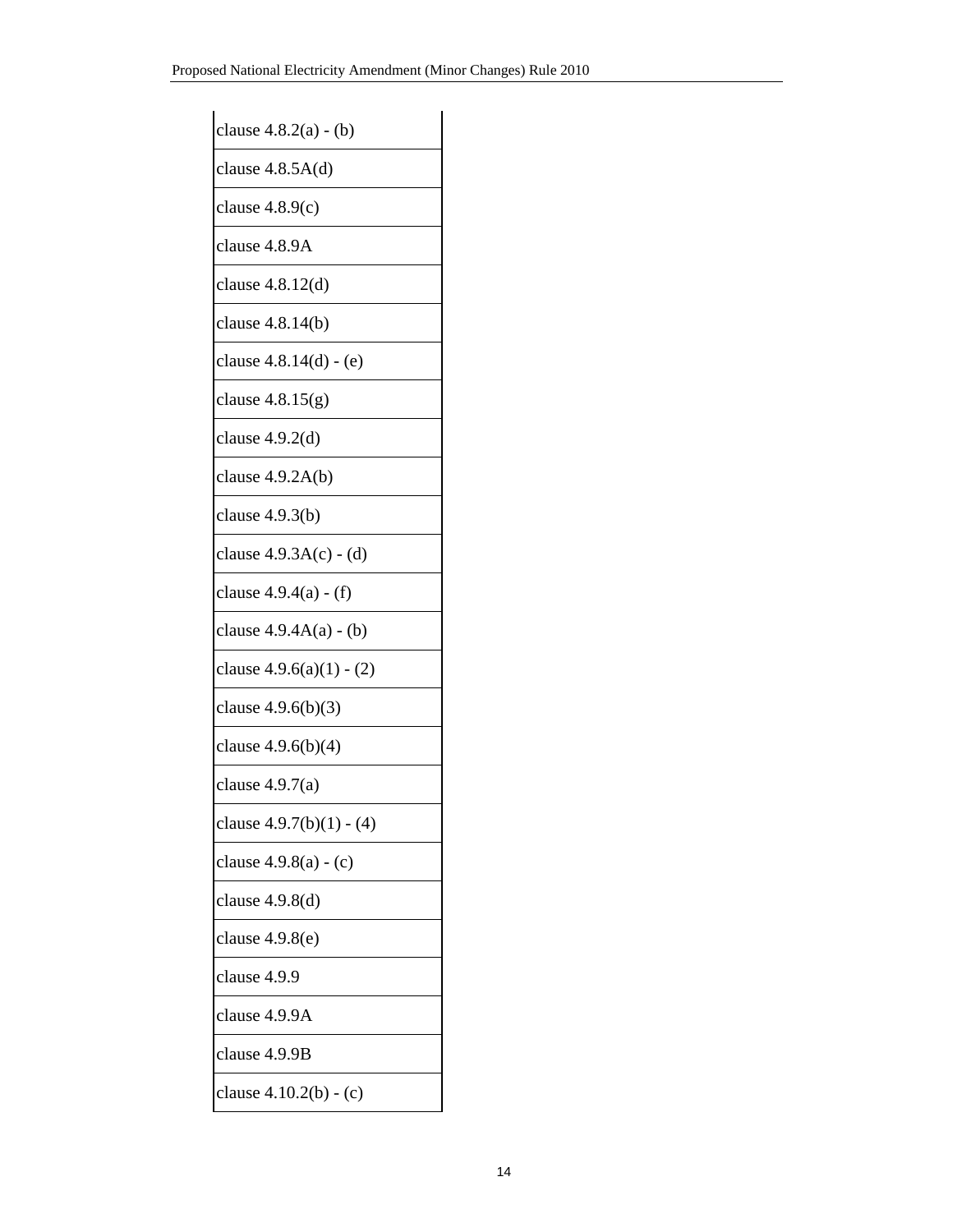| clause 4.8.2(a) - (b) |
|---|
| clause 4.8.5A(d) |
| clause 4.8.9(c) |
| clause 4.8.9A |
| clause 4.8.12(d) |
| clause 4.8.14(b) |
| clause 4.8.14(d) - (e) |
| clause 4.8.15(g) |
| clause 4.9.2(d) |
| clause 4.9.2A(b) |
| clause 4.9.3(b) |
| clause 4.9.3A(c) - (d) |
| clause 4.9.4(a) - (f) |
| clause 4.9.4A(a) - (b) |
| clause 4.9.6(a)(1) - (2) |
| clause 4.9.6(b)(3) |
| clause 4.9.6(b)(4) |
| clause 4.9.7(a) |
| clause 4.9.7(b)(1) - (4) |
| clause 4.9.8(a) - (c) |
| clause 4.9.8(d) |
| clause 4.9.8(e) |
| clause 4.9.9 |
| clause 4.9.9A |
| clause 4.9.9B |
| clause 4.10.2(b) - (c) |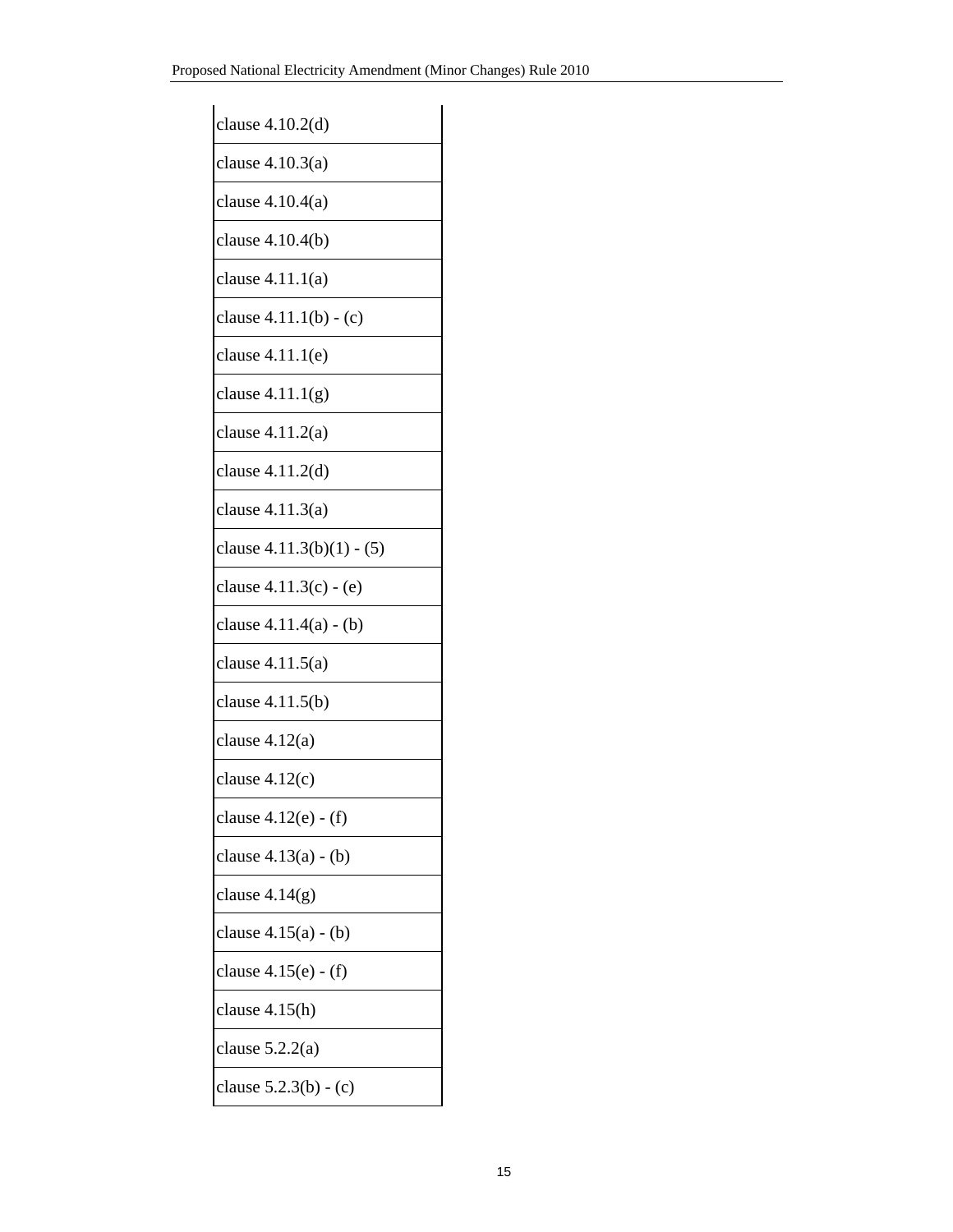| clause 4.10.2(d) |
|---|
| clause 4.10.3(a) |
| clause 4.10.4(a) |
| clause 4.10.4(b) |
| clause 4.11.1(a) |
| clause 4.11.1(b) - (c) |
| clause 4.11.1(e) |
| clause 4.11.1(g) |
| clause 4.11.2(a) |
| clause 4.11.2(d) |
| clause 4.11.3(a) |
| clause 4.11.3(b)(1) - (5) |
| clause 4.11.3(c) - (e) |
| clause 4.11.4(a) - (b) |
| clause 4.11.5(a) |
| clause 4.11.5(b) |
| clause 4.12(a) |
| clause 4.12(c) |
| clause 4.12(e) - (f) |
| clause 4.13(a) - (b) |
| clause 4.14(g) |
| clause 4.15(a) - (b) |
| clause 4.15(e) - (f) |
| clause 4.15(h) |
| clause 5.2.2(a) |
| clause 5.2.3(b) - (c) |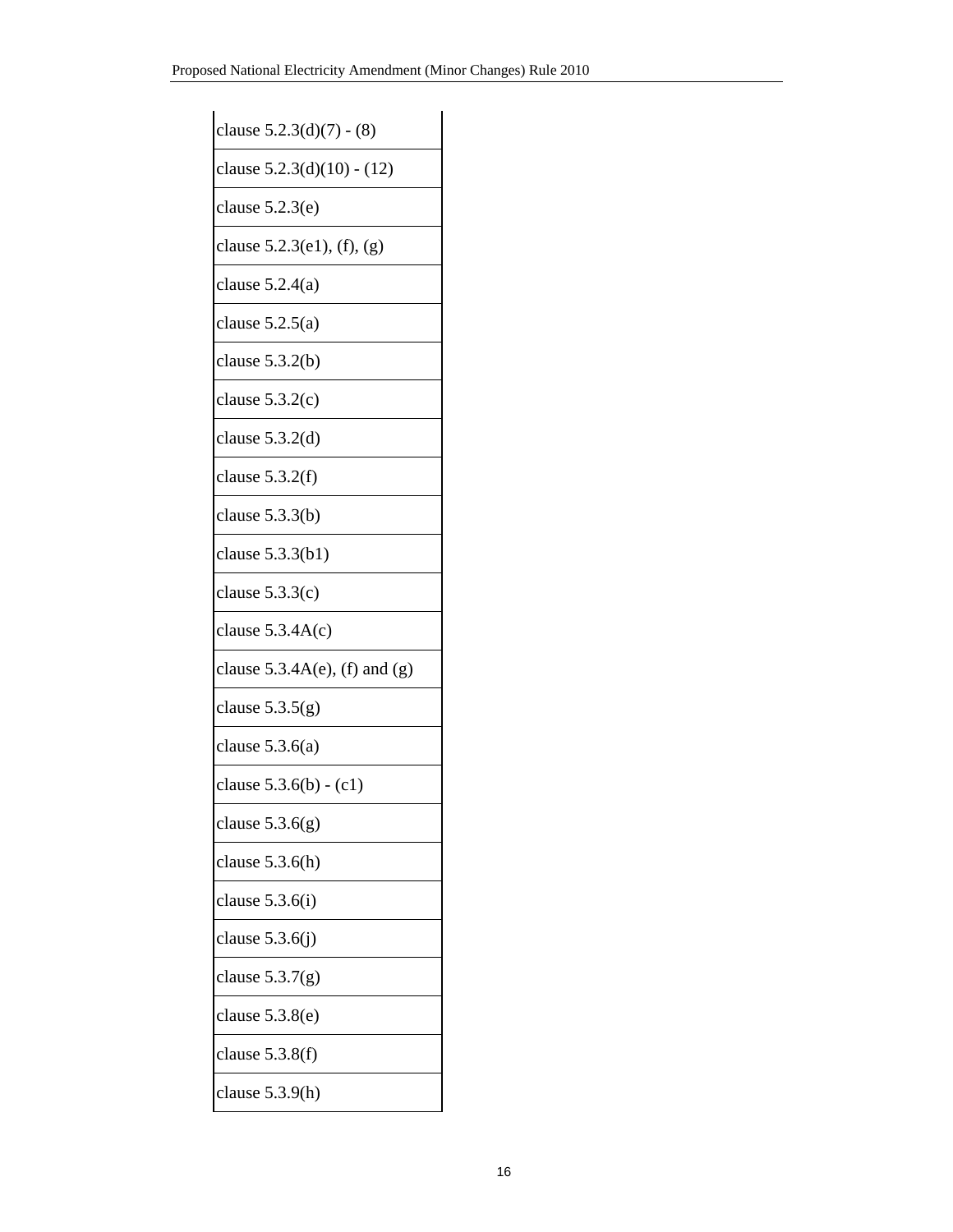| clause 5.2.3(d)(7) - (8) |
|---|
| clause 5.2.3(d)(10) - (12) |
| clause 5.2.3(e) |
| clause 5.2.3(e1), (f), (g) |
| clause 5.2.4(a) |
| clause 5.2.5(a) |
| clause 5.3.2(b) |
| clause 5.3.2(c) |
| clause 5.3.2(d) |
| clause 5.3.2(f) |
| clause 5.3.3(b) |
| clause 5.3.3(b1) |
| clause 5.3.3(c) |
| clause 5.3.4A(c) |
| clause 5.3.4A(e), (f) and (g) |
| clause 5.3.5(g) |
| clause 5.3.6(a) |
| clause 5.3.6(b) - (c1) |
| clause 5.3.6(g) |
| clause 5.3.6(h) |
| clause 5.3.6(i) |
| clause 5.3.6(j) |
| clause 5.3.7(g) |
| clause 5.3.8(e) |
| clause 5.3.8(f) |
| clause 5.3.9(h) |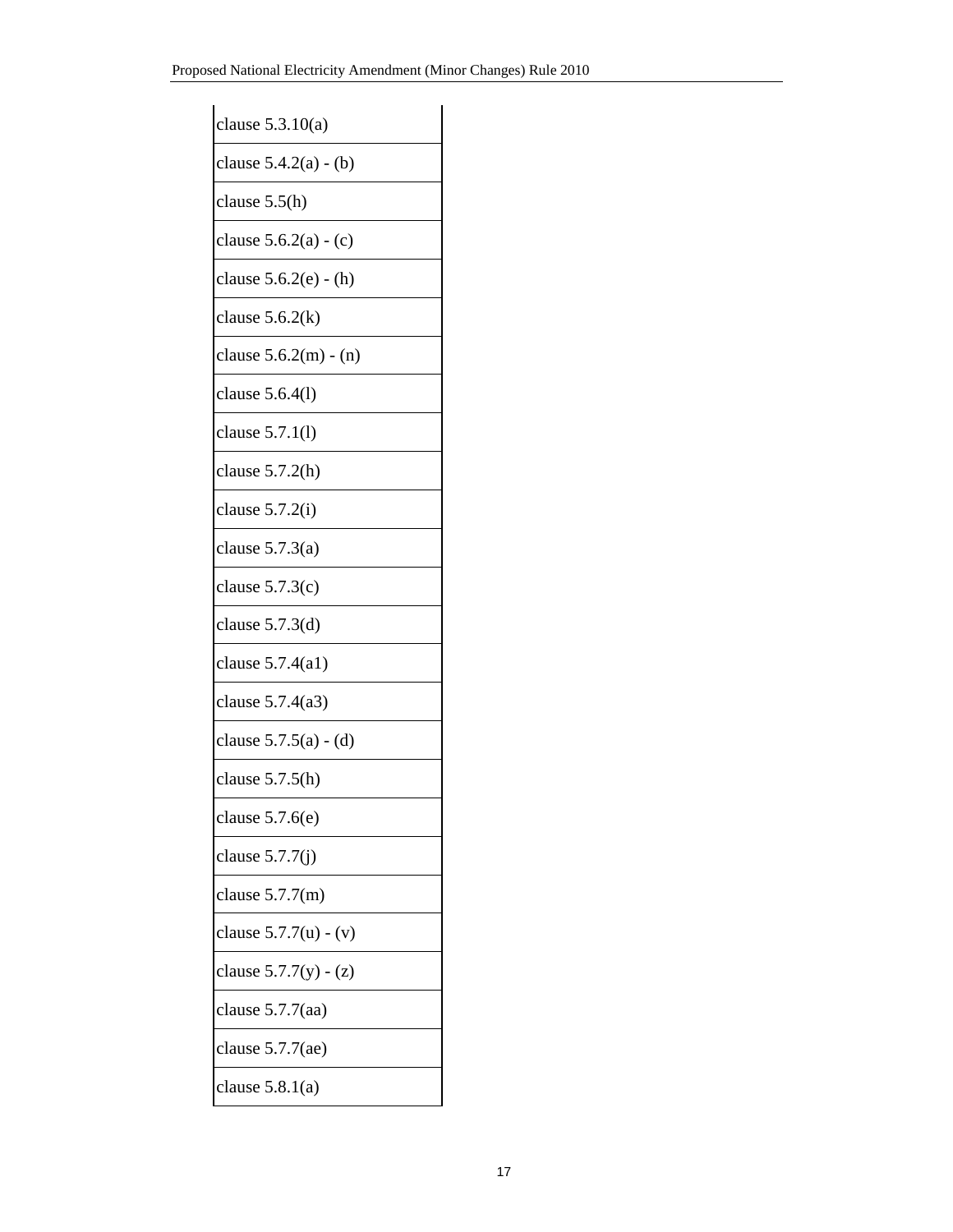| clause 5.3.10(a) |
|---|
| clause 5.4.2(a) - (b) |
| clause 5.5(h) |
| clause 5.6.2(a) - (c) |
| clause 5.6.2(e) - (h) |
| clause 5.6.2(k) |
| clause 5.6.2(m) - (n) |
| clause 5.6.4(l) |
| clause 5.7.1(l) |
| clause 5.7.2(h) |
| clause 5.7.2(i) |
| clause 5.7.3(a) |
| clause 5.7.3(c) |
| clause 5.7.3(d) |
| clause 5.7.4(a1) |
| clause 5.7.4(a3) |
| clause 5.7.5(a) - (d) |
| clause 5.7.5(h) |
| clause 5.7.6(e) |
| clause 5.7.7(j) |
| clause 5.7.7(m) |
| clause 5.7.7(u) - (v) |
| clause 5.7.7(y) - (z) |
| clause 5.7.7(aa) |
| clause 5.7.7(ae) |
| clause 5.8.1(a) |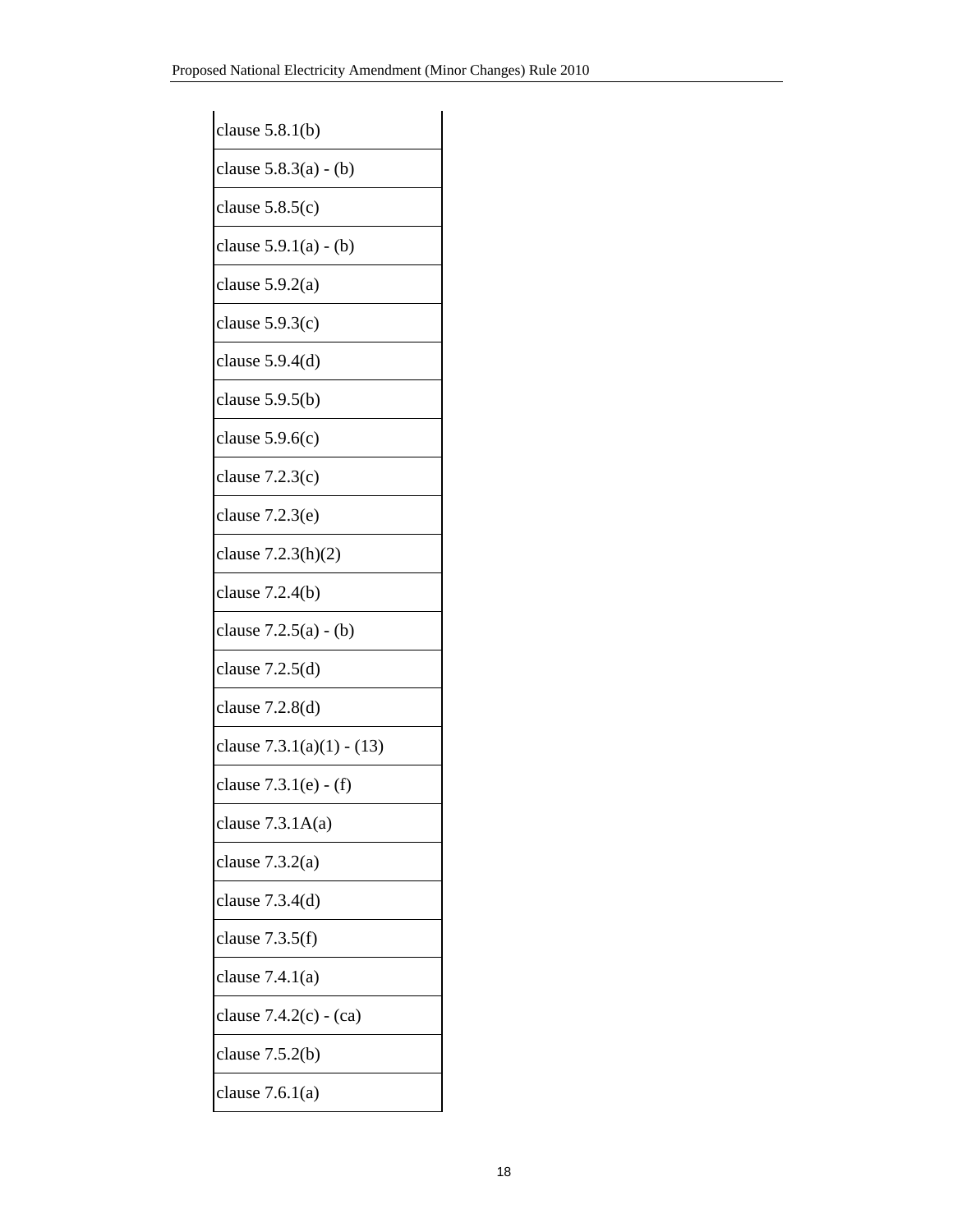| clause 5.8.1(b) |
|---|
| clause 5.8.3(a) - (b) |
| clause 5.8.5(c) |
| clause 5.9.1(a) - (b) |
| clause 5.9.2(a) |
| clause 5.9.3(c) |
| clause 5.9.4(d) |
| clause 5.9.5(b) |
| clause 5.9.6(c) |
| clause 7.2.3(c) |
| clause 7.2.3(e) |
| clause 7.2.3(h)(2) |
| clause 7.2.4(b) |
| clause 7.2.5(a) - (b) |
| clause 7.2.5(d) |
| clause 7.2.8(d) |
| clause 7.3.1(a)(1) - (13) |
| clause 7.3.1(e) - (f) |
| clause 7.3.1A(a) |
| clause 7.3.2(a) |
| clause 7.3.4(d) |
| clause 7.3.5(f) |
| clause 7.4.1(a) |
| clause 7.4.2(c) - (ca) |
| clause 7.5.2(b) |
| clause 7.6.1(a) |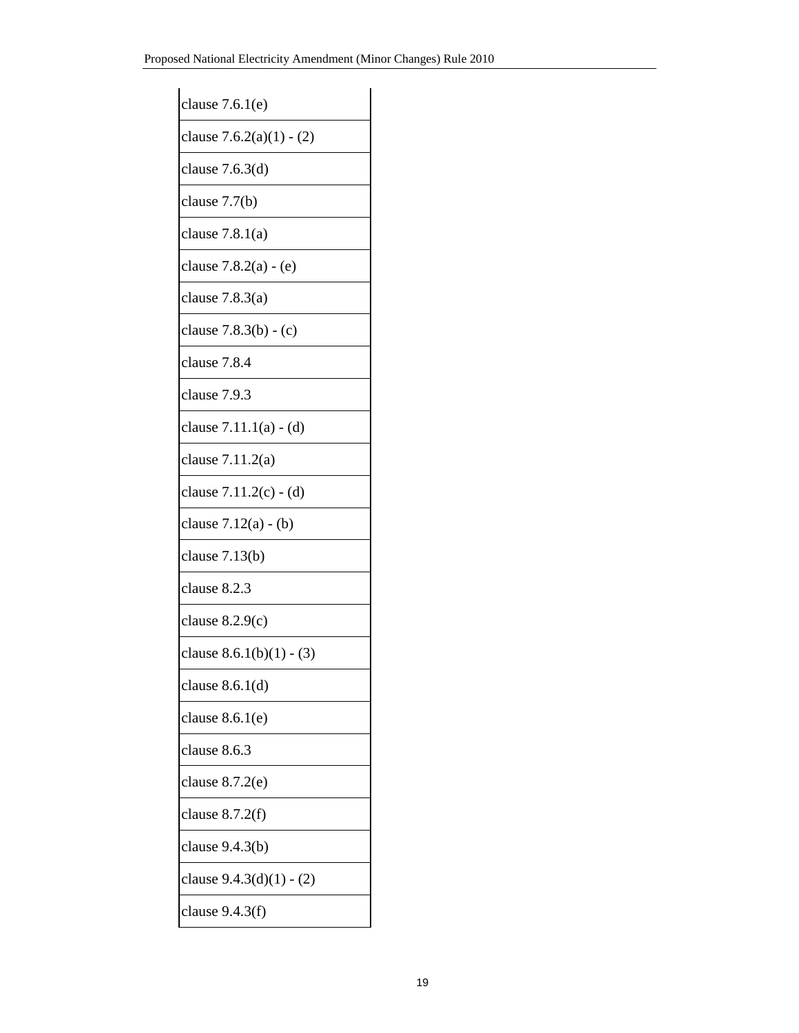| clause 7.6.1(e) |
|---|
| clause 7.6.2(a)(1) - (2) |
| clause 7.6.3(d) |
| clause 7.7(b) |
| clause 7.8.1(a) |
| clause 7.8.2(a) - (e) |
| clause 7.8.3(a) |
| clause 7.8.3(b) - (c) |
| clause 7.8.4 |
| clause 7.9.3 |
| clause 7.11.1(a) - (d) |
| clause 7.11.2(a) |
| clause 7.11.2(c) - (d) |
| clause 7.12(a) - (b) |
| clause 7.13(b) |
| clause 8.2.3 |
| clause 8.2.9(c) |
| clause 8.6.1(b)(1) - (3) |
| clause 8.6.1(d) |
| clause 8.6.1(e) |
| clause 8.6.3 |
| clause 8.7.2(e) |
| clause 8.7.2(f) |
| clause 9.4.3(b) |
| clause 9.4.3(d)(1) - (2) |
| clause 9.4.3(f) |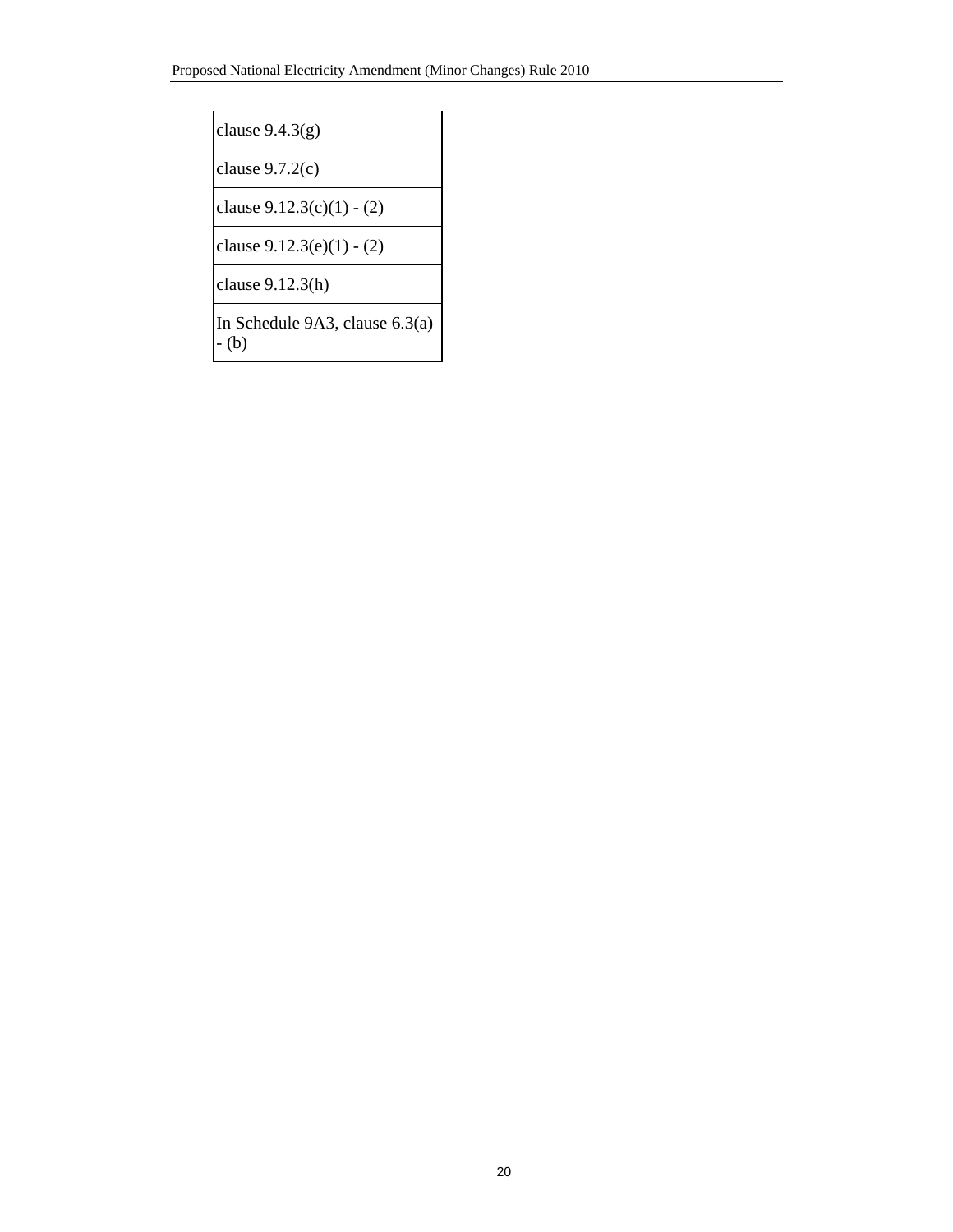| clause 9.4.3(g) |
|---|
| clause 9.7.2(c) |
| clause 9.12.3(c)(1) - (2) |
| clause 9.12.3(e)(1) - (2) |
| clause 9.12.3(h) |
| In Schedule 9A3, clause 6.3(a) - (b) |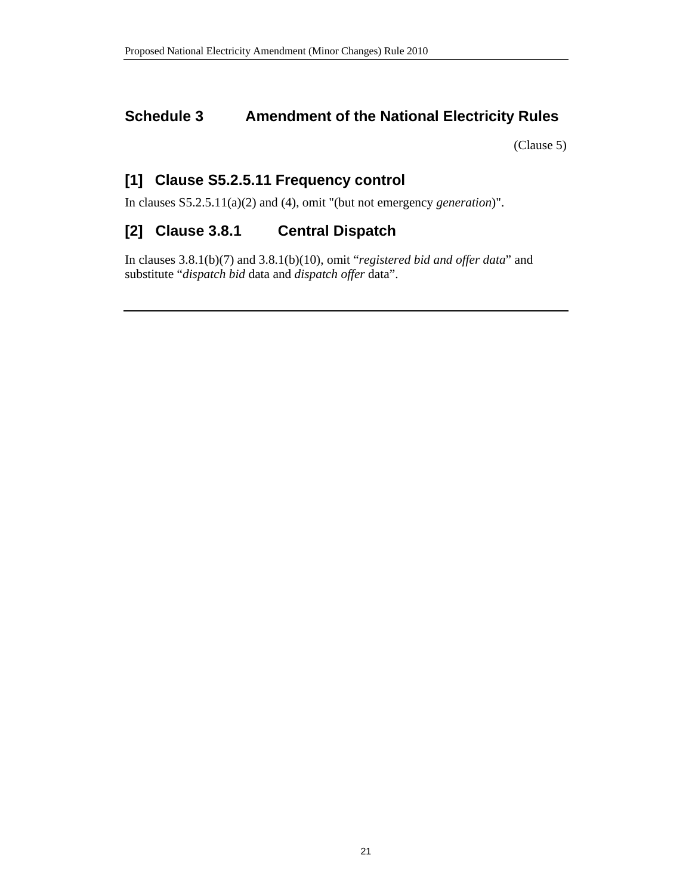## Schedule 3 Amendment of the National Electricity Rules

(Clause 5)

### [1] Clause S5.2.5.11 Frequency control

In clauses S5.2.5.11(a)(2) and (4), omit "(but not emergency *generation*)".

### [2] Clause 3.8.1 Central Dispatch

In clauses 3.8.1(b)(7) and 3.8.1(b)(10), omit "*registered bid and offer data*" and substitute "*dispatch bid* data and *dispatch offer* data".